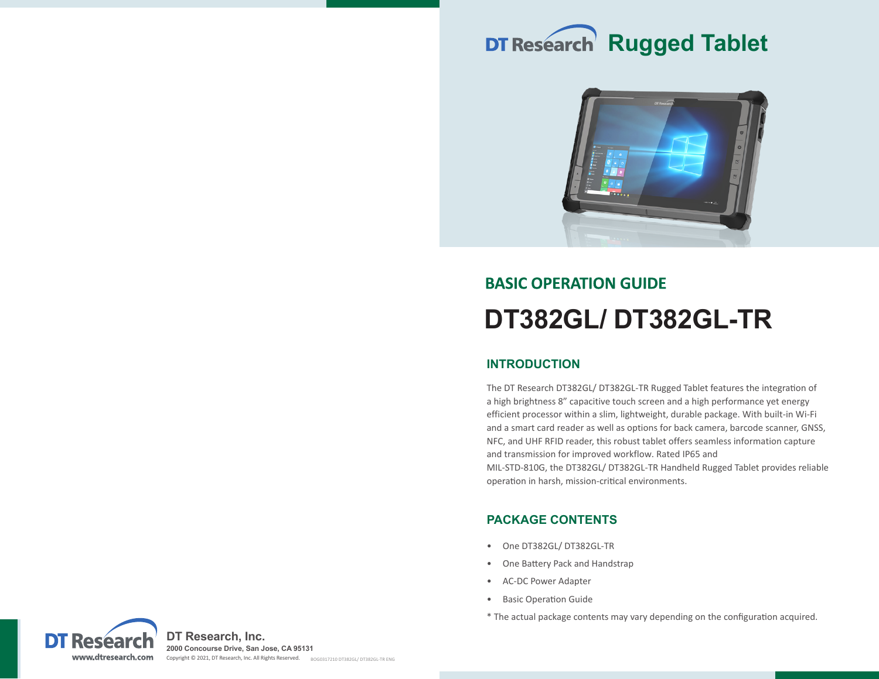DT Research **Rugged Tablet**

## BASIC OPERATION GUIDE

# DT382GL/ DT382GL-TR

## INTRODUCTION

The DT Research DT382GL/ DT382GL-TR Rugged Tablet features the integration of a high brightness 8" capacitive touch screen and a high performance yet energy efficient processor within a slim, lightweight, durable package. With built-in Wi-Fi and a smart card reader as well as options for back camera, barcode scanner, GNSS, NFC, and UHF RFID reader, this robust tablet offers seamless information capture and transmission for improved workflow. Rated IP65 and MIL-STD-810G, the DT382GL/ DT382GL-TR Handheld Rugged Tablet provides reliable operation in harsh, mission-critical environments.

## PACKAGE CONTENTS

- One DT382GL/ DT382GL-TR
- One Battery Pack and Handstrap
- AC-DC Power Adapter
- Basic Operation Guide

* The actual package contents may vary depending on the configuration acquired.

DT Research
www.dtresearch.com

**DT Research, Inc.**
**2000 Concourse Drive, San Jose, CA 95131**
Copyright © 2021, DT Research, Inc. All Rights Reserved.

BOG0317210 DT382GL/ DT382GL-TR ENG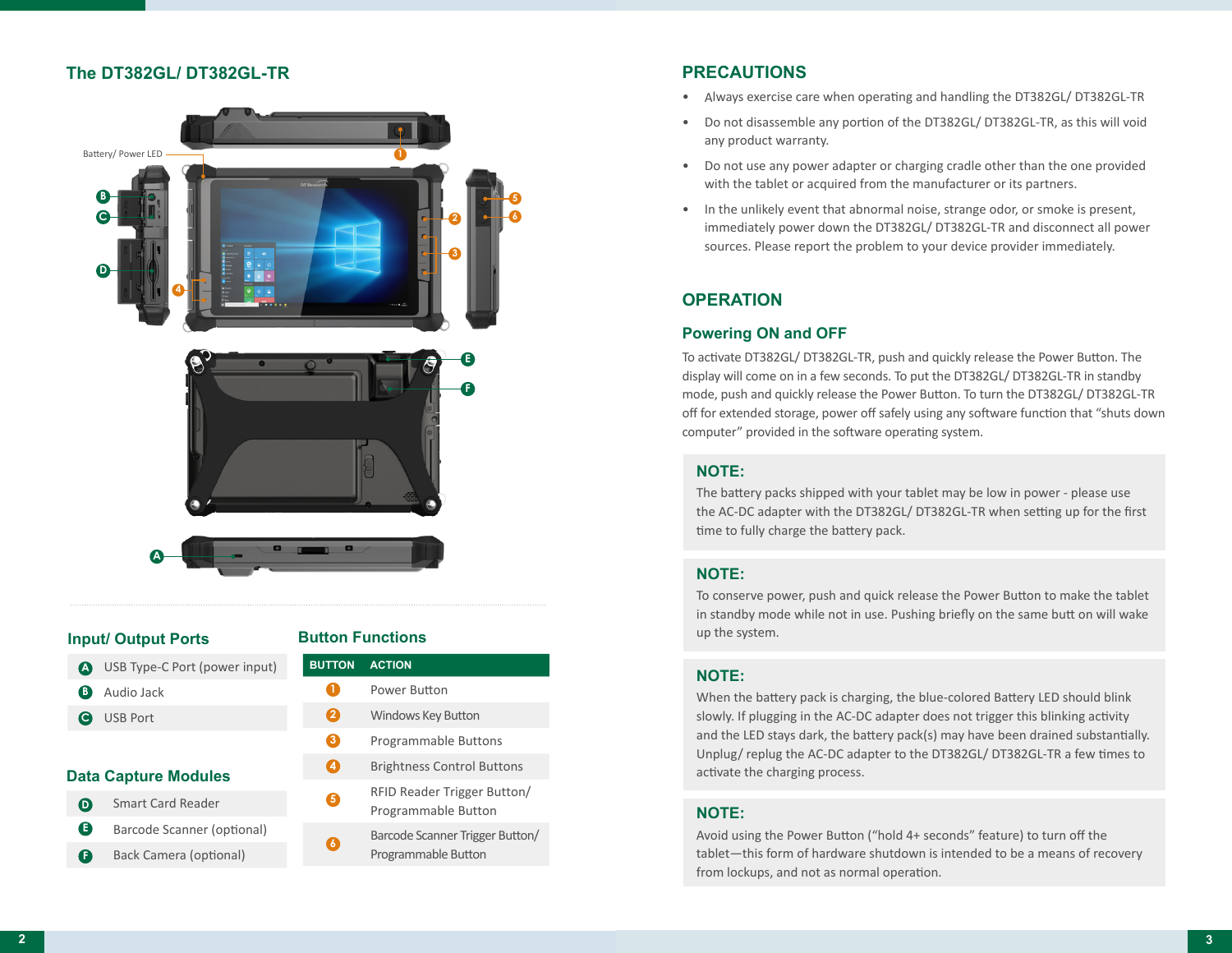## The DT382GL/ DT382GL-TR

Battery/ Power LED

### Input/ Output Ports

| | |
|---|---|
| A | USB Type-C Port (power input) |
| B | Audio Jack |
| C | USB Port |

### Data Capture Modules

| | |
|---|---|
| D | Smart Card Reader |
| E | Barcode Scanner (optional) |
| F | Back Camera (optional) |

### Button Functions

| BUTTON | ACTION |
|---|---|
| 1 | Power Button |
| 2 | Windows Key Button |
| 3 | Programmable Buttons |
| 4 | Brightness Control Buttons |
| 5 | RFID Reader Trigger Button/ Programmable Button |
| 6 | Barcode Scanner Trigger Button/ Programmable Button |

## PRECAUTIONS

- Always exercise care when operating and handling the DT382GL/ DT382GL-TR
- Do not disassemble any portion of the DT382GL/ DT382GL-TR, as this will void any product warranty.
- Do not use any power adapter or charging cradle other than the one provided with the tablet or acquired from the manufacturer or its partners.
- In the unlikely event that abnormal noise, strange odor, or smoke is present, immediately power down the DT382GL/ DT382GL-TR and disconnect all power sources. Please report the problem to your device provider immediately.

## OPERATION

### Powering ON and OFF

To activate DT382GL/ DT382GL-TR, push and quickly release the Power Button. The display will come on in a few seconds. To put the DT382GL/ DT382GL-TR in standby mode, push and quickly release the Power Button. To turn the DT382GL/ DT382GL-TR off for extended storage, power off safely using any software function that "shuts down computer" provided in the software operating system.

**NOTE:**
The battery packs shipped with your tablet may be low in power - please use the AC-DC adapter with the DT382GL/ DT382GL-TR when setting up for the first time to fully charge the battery pack.

**NOTE:**
To conserve power, push and quick release the Power Button to make the tablet in standby mode while not in use. Pushing briefly on the same butt on will wake up the system.

**NOTE:**
When the battery pack is charging, the blue-colored Battery LED should blink slowly. If plugging in the AC-DC adapter does not trigger this blinking activity and the LED stays dark, the battery pack(s) may have been drained substantially. Unplug/ replug the AC-DC adapter to the DT382GL/ DT382GL-TR a few times to activate the charging process.

**NOTE:**
Avoid using the Power Button ("hold 4+ seconds" feature) to turn off the tablet—this form of hardware shutdown is intended to be a means of recovery from lockups, and not as normal operation.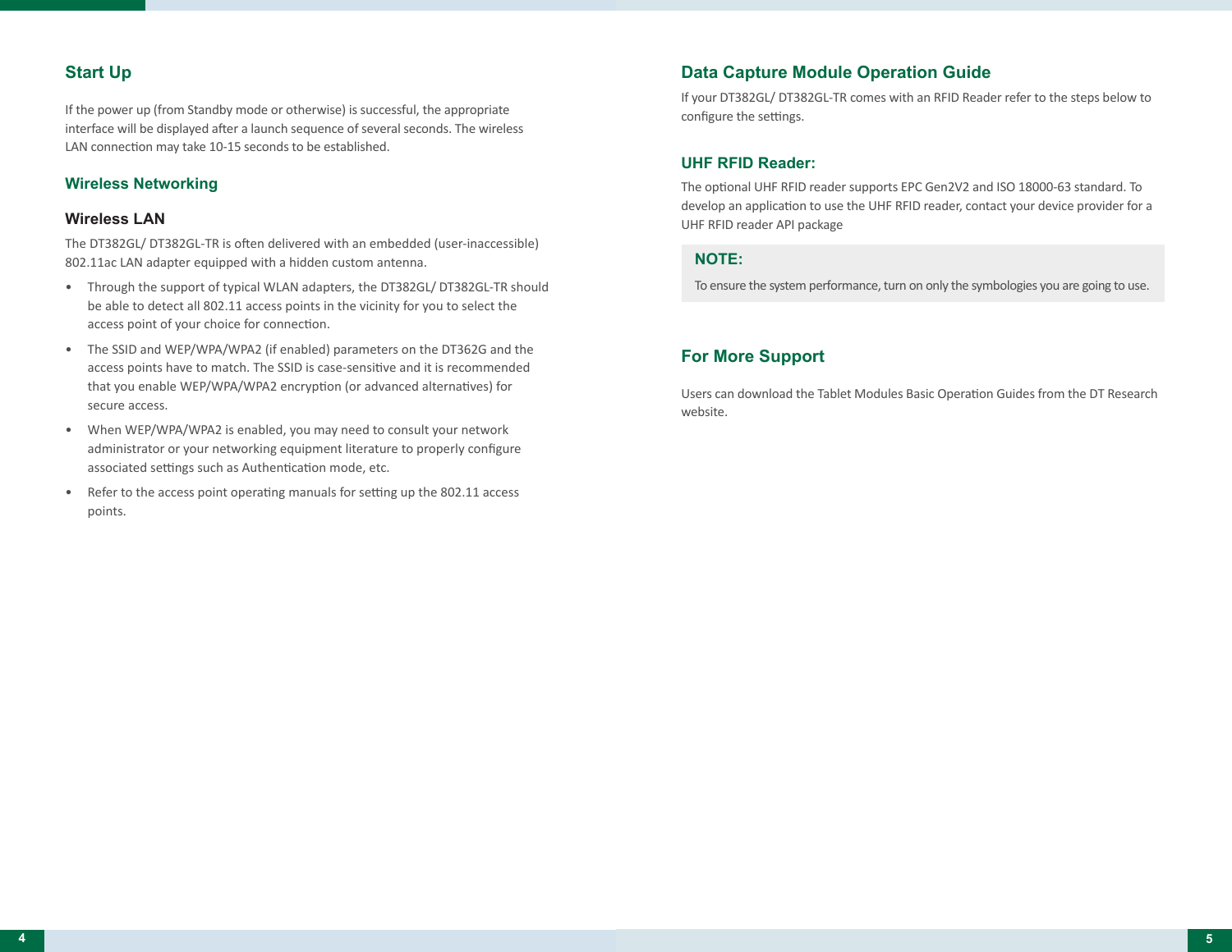## Start Up

If the power up (from Standby mode or otherwise) is successful, the appropriate interface will be displayed after a launch sequence of several seconds. The wireless LAN connection may take 10-15 seconds to be established.

## Wireless Networking

### Wireless LAN

The DT382GL/ DT382GL-TR is often delivered with an embedded (user-inaccessible) 802.11ac LAN adapter equipped with a hidden custom antenna.

- Through the support of typical WLAN adapters, the DT382GL/ DT382GL-TR should be able to detect all 802.11 access points in the vicinity for you to select the access point of your choice for connection.
- The SSID and WEP/WPA/WPA2 (if enabled) parameters on the DT362G and the access points have to match. The SSID is case-sensitive and it is recommended that you enable WEP/WPA/WPA2 encryption (or advanced alternatives) for secure access.
- When WEP/WPA/WPA2 is enabled, you may need to consult your network administrator or your networking equipment literature to properly configure associated settings such as Authentication mode, etc.
- Refer to the access point operating manuals for setting up the 802.11 access points.

## Data Capture Module Operation Guide

If your DT382GL/ DT382GL-TR comes with an RFID Reader refer to the steps below to configure the settings.

### UHF RFID Reader:

The optional UHF RFID reader supports EPC Gen2V2 and ISO 18000-63 standard. To develop an application to use the UHF RFID reader, contact your device provider for a UHF RFID reader API package

**NOTE:**

To ensure the system performance, turn on only the symbologies you are going to use.

## For More Support

Users can download the Tablet Modules Basic Operation Guides from the DT Research website.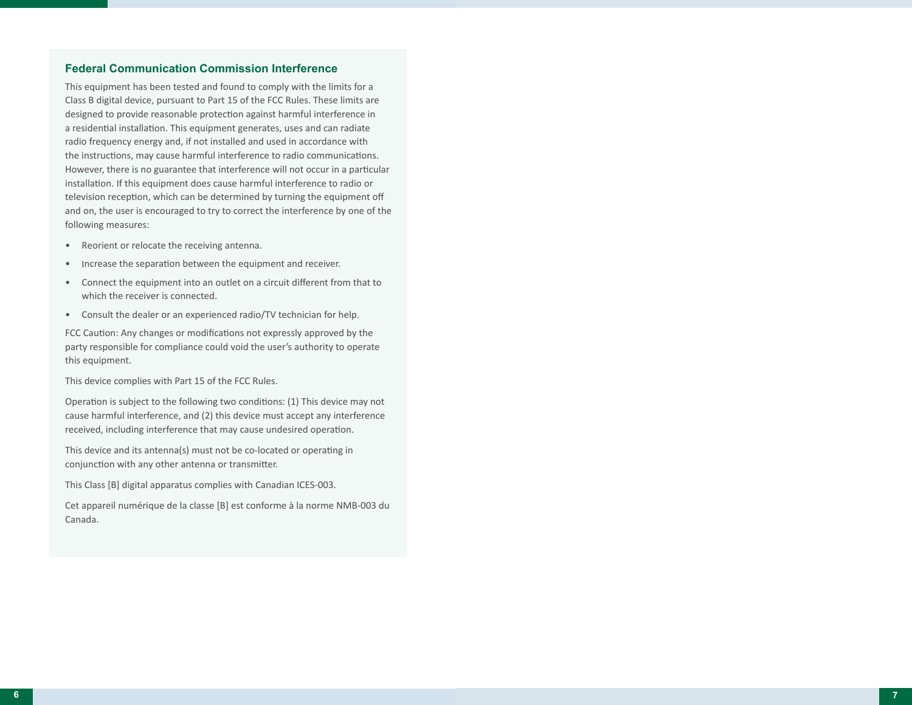## Federal Communication Commission Interference

This equipment has been tested and found to comply with the limits for a Class B digital device, pursuant to Part 15 of the FCC Rules. These limits are designed to provide reasonable protection against harmful interference in a residential installation. This equipment generates, uses and can radiate radio frequency energy and, if not installed and used in accordance with the instructions, may cause harmful interference to radio communications. However, there is no guarantee that interference will not occur in a particular installation. If this equipment does cause harmful interference to radio or television reception, which can be determined by turning the equipment off and on, the user is encouraged to try to correct the interference by one of the following measures:

- Reorient or relocate the receiving antenna.
- Increase the separation between the equipment and receiver.
- Connect the equipment into an outlet on a circuit different from that to which the receiver is connected.
- Consult the dealer or an experienced radio/TV technician for help.

FCC Caution: Any changes or modifications not expressly approved by the party responsible for compliance could void the user's authority to operate this equipment.

This device complies with Part 15 of the FCC Rules.

Operation is subject to the following two conditions: (1) This device may not cause harmful interference, and (2) this device must accept any interference received, including interference that may cause undesired operation.

This device and its antenna(s) must not be co-located or operating in conjunction with any other antenna or transmitter.

This Class [B] digital apparatus complies with Canadian ICES-003.

Cet appareil numérique de la classe [B] est conforme à la norme NMB-003 du Canada.